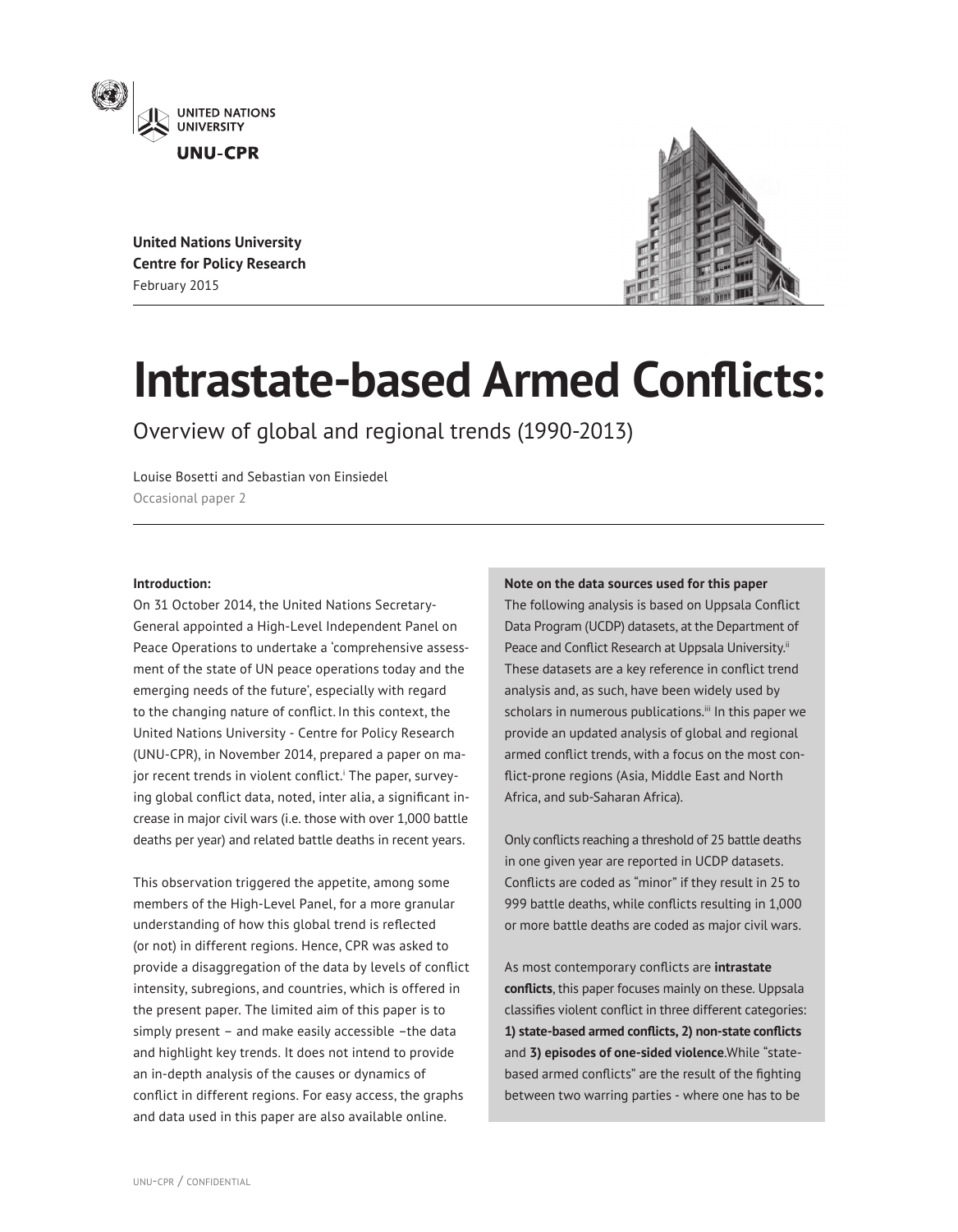United Nations University
Centre for Policy Research
February 2015

# Intrastate-based Armed Conflicts:

## Overview of global and regional trends (1990-2013)

Louise Bosetti and Sebastian von Einsiedel
Occasional paper 2

**Introduction:**

On 31 October 2014, the United Nations Secretary-General appointed a High-Level Independent Panel on Peace Operations to undertake a 'comprehensive assessment of the state of UN peace operations today and the emerging needs of the future', especially with regard to the changing nature of conflict. In this context, the United Nations University - Centre for Policy Research (UNU-CPR), in November 2014, prepared a paper on major recent trends in violent conflict.[i] The paper, surveying global conflict data, noted, inter alia, a significant increase in major civil wars (i.e. those with over 1,000 battle deaths per year) and related battle deaths in recent years.

This observation triggered the appetite, among some members of the High-Level Panel, for a more granular understanding of how this global trend is reflected (or not) in different regions. Hence, CPR was asked to provide a disaggregation of the data by levels of conflict intensity, subregions, and countries, which is offered in the present paper. The limited aim of this paper is to simply present – and make easily accessible –the data and highlight key trends. It does not intend to provide an in-depth analysis of the causes or dynamics of conflict in different regions. For easy access, the graphs and data used in this paper are also available online.

**Note on the data sources used for this paper**

The following analysis is based on Uppsala Conflict Data Program (UCDP) datasets, at the Department of Peace and Conflict Research at Uppsala University.[ii] These datasets are a key reference in conflict trend analysis and, as such, have been widely used by scholars in numerous publications.[iii] In this paper we provide an updated analysis of global and regional armed conflict trends, with a focus on the most conflict-prone regions (Asia, Middle East and North Africa, and sub-Saharan Africa).

Only conflicts reaching a threshold of 25 battle deaths in one given year are reported in UCDP datasets. Conflicts are coded as "minor" if they result in 25 to 999 battle deaths, while conflicts resulting in 1,000 or more battle deaths are coded as major civil wars.

As most contemporary conflicts are **intrastate conflicts**, this paper focuses mainly on these. Uppsala classifies violent conflict in three different categories: **1) state-based armed conflicts, 2) non-state conflicts** and **3) episodes of one-sided violence**.While "state-based armed conflicts" are the result of the fighting between two warring parties - where one has to be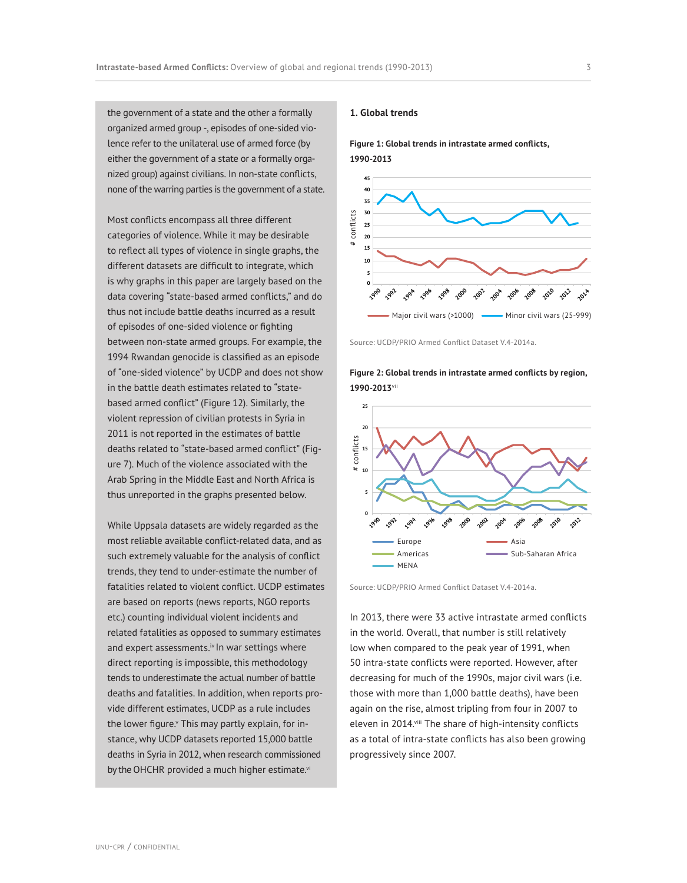the government of a state and the other a formally organized armed group -, episodes of one-sided violence refer to the unilateral use of armed force (by either the government of a state or a formally organized group) against civilians. In non-state conflicts, none of the warring parties is the government of a state.

Most conflicts encompass all three different categories of violence. While it may be desirable to reflect all types of violence in single graphs, the different datasets are difficult to integrate, which is why graphs in this paper are largely based on the data covering "state-based armed conflicts," and do thus not include battle deaths incurred as a result of episodes of one-sided violence or fighting between non-state armed groups. For example, the 1994 Rwandan genocide is classified as an episode of "one-sided violence" by UCDP and does not show in the battle death estimates related to "state-based armed conflict" (Figure 12). Similarly, the violent repression of civilian protests in Syria in 2011 is not reported in the estimates of battle deaths related to "state-based armed conflict" (Figure 7). Much of the violence associated with the Arab Spring in the Middle East and North Africa is thus unreported in the graphs presented below.

While Uppsala datasets are widely regarded as the most reliable available conflict-related data, and as such extremely valuable for the analysis of conflict trends, they tend to under-estimate the number of fatalities related to violent conflict. UCDP estimates are based on reports (news reports, NGO reports etc.) counting individual violent incidents and related fatalities as opposed to summary estimates and expert assessments.[iv] In war settings where direct reporting is impossible, this methodology tends to underestimate the actual number of battle deaths and fatalities. In addition, when reports provide different estimates, UCDP as a rule includes the lower figure.[v] This may partly explain, for instance, why UCDP datasets reported 15,000 battle deaths in Syria in 2012, when research commissioned by the OHCHR provided a much higher estimate.[vi]

## 1. Global trends

**Figure 1: Global trends in intrastate armed conflicts, 1990-2013**

Source: UCDP/PRIO Armed Conflict Dataset V.4-2014a.

**Figure 2: Global trends in intrastate armed conflicts by region, 1990-2013**[vii]

Source: UCDP/PRIO Armed Conflict Dataset V.4-2014a.

In 2013, there were 33 active intrastate armed conflicts in the world. Overall, that number is still relatively low when compared to the peak year of 1991, when 50 intra-state conflicts were reported. However, after decreasing for much of the 1990s, major civil wars (i.e. those with more than 1,000 battle deaths), have been again on the rise, almost tripling from four in 2007 to eleven in 2014.[viii] The share of high-intensity conflicts as a total of intra-state conflicts has also been growing progressively since 2007.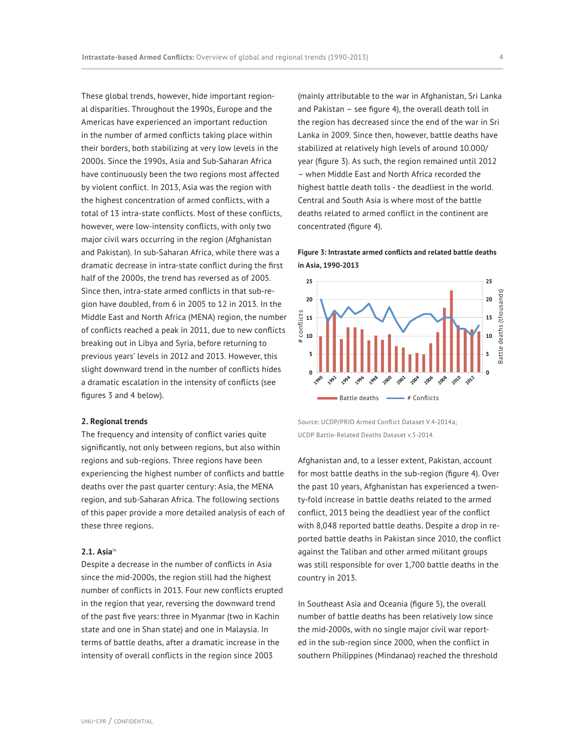These global trends, however, hide important regional disparities. Throughout the 1990s, Europe and the Americas have experienced an important reduction in the number of armed conflicts taking place within their borders, both stabilizing at very low levels in the 2000s. Since the 1990s, Asia and Sub-Saharan Africa have continuously been the two regions most affected by violent conflict. In 2013, Asia was the region with the highest concentration of armed conflicts, with a total of 13 intra-state conflicts. Most of these conflicts, however, were low-intensity conflicts, with only two major civil wars occurring in the region (Afghanistan and Pakistan). In sub-Saharan Africa, while there was a dramatic decrease in intra-state conflict during the first half of the 2000s, the trend has reversed as of 2005. Since then, intra-state armed conflicts in that sub-region have doubled, from 6 in 2005 to 12 in 2013. In the Middle East and North Africa (MENA) region, the number of conflicts reached a peak in 2011, due to new conflicts breaking out in Libya and Syria, before returning to previous years' levels in 2012 and 2013. However, this slight downward trend in the number of conflicts hides a dramatic escalation in the intensity of conflicts (see figures 3 and 4 below).

## 2. Regional trends

The frequency and intensity of conflict varies quite significantly, not only between regions, but also within regions and sub-regions. Three regions have been experiencing the highest number of conflicts and battle deaths over the past quarter century: Asia, the MENA region, and sub-Saharan Africa. The following sections of this paper provide a more detailed analysis of each of these three regions.

### 2.1. Asia[ix]

Despite a decrease in the number of conflicts in Asia since the mid-2000s, the region still had the highest number of conflicts in 2013. Four new conflicts erupted in the region that year, reversing the downward trend of the past five years: three in Myanmar (two in Kachin state and one in Shan state) and one in Malaysia. In terms of battle deaths, after a dramatic increase in the intensity of overall conflicts in the region since 2003 (mainly attributable to the war in Afghanistan, Sri Lanka and Pakistan – see figure 4), the overall death toll in the region has decreased since the end of the war in Sri Lanka in 2009. Since then, however, battle deaths have stabilized at relatively high levels of around 10.000/year (figure 3). As such, the region remained until 2012 – when Middle East and North Africa recorded the highest battle death tolls - the deadliest in the world. Central and South Asia is where most of the battle deaths related to armed conflict in the continent are concentrated (figure 4).

**Figure 3: Intrastate armed conflicts and related battle deaths in Asia, 1990-2013**

Source: UCDP/PRIO Armed Conflict Dataset V.4-2014a; UCDP Battle-Related Deaths Dataset v.5-2014.

Afghanistan and, to a lesser extent, Pakistan, account for most battle deaths in the sub-region (figure 4). Over the past 10 years, Afghanistan has experienced a twenty-fold increase in battle deaths related to the armed conflict, 2013 being the deadliest year of the conflict with 8,048 reported battle deaths. Despite a drop in reported battle deaths in Pakistan since 2010, the conflict against the Taliban and other armed militant groups was still responsible for over 1,700 battle deaths in the country in 2013.

In Southeast Asia and Oceania (figure 5), the overall number of battle deaths has been relatively low since the mid-2000s, with no single major civil war reported in the sub-region since 2000, when the conflict in southern Philippines (Mindanao) reached the threshold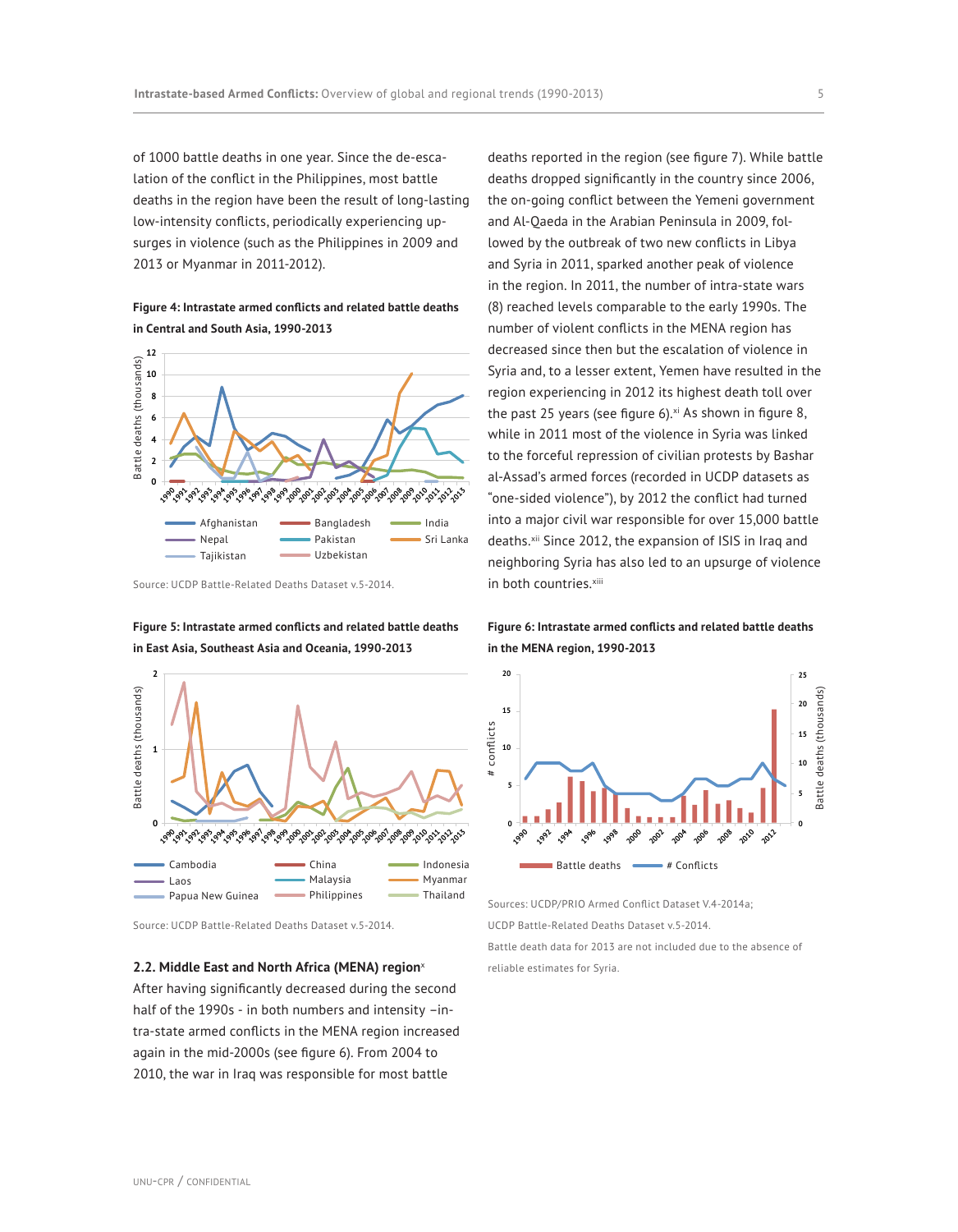of 1000 battle deaths in one year. Since the de-escalation of the conflict in the Philippines, most battle deaths in the region have been the result of long-lasting low-intensity conflicts, periodically experiencing upsurges in violence (such as the Philippines in 2009 and 2013 or Myanmar in 2011-2012).

**Figure 4: Intrastate armed conflicts and related battle deaths in Central and South Asia, 1990-2013**

Source: UCDP Battle-Related Deaths Dataset v.5-2014.

**Figure 5: Intrastate armed conflicts and related battle deaths in East Asia, Southeast Asia and Oceania, 1990-2013**

Source: UCDP Battle-Related Deaths Dataset v.5-2014.

## 2.2. Middle East and North Africa (MENA) region[x]

After having significantly decreased during the second half of the 1990s - in both numbers and intensity –intra-state armed conflicts in the MENA region increased again in the mid-2000s (see figure 6). From 2004 to 2010, the war in Iraq was responsible for most battle deaths reported in the region (see figure 7). While battle deaths dropped significantly in the country since 2006, the on-going conflict between the Yemeni government and Al-Qaeda in the Arabian Peninsula in 2009, followed by the outbreak of two new conflicts in Libya and Syria in 2011, sparked another peak of violence in the region. In 2011, the number of intra-state wars (8) reached levels comparable to the early 1990s. The number of violent conflicts in the MENA region has decreased since then but the escalation of violence in Syria and, to a lesser extent, Yemen have resulted in the region experiencing in 2012 its highest death toll over the past 25 years (see figure 6).[xi] As shown in figure 8, while in 2011 most of the violence in Syria was linked to the forceful repression of civilian protests by Bashar al-Assad's armed forces (recorded in UCDP datasets as "one-sided violence"), by 2012 the conflict had turned into a major civil war responsible for over 15,000 battle deaths.[xii] Since 2012, the expansion of ISIS in Iraq and neighboring Syria has also led to an upsurge of violence in both countries.[xiii]

**Figure 6: Intrastate armed conflicts and related battle deaths in the MENA region, 1990-2013**

Sources: UCDP/PRIO Armed Conflict Dataset V.4-2014a;
UCDP Battle-Related Deaths Dataset v.5-2014.
Battle death data for 2013 are not included due to the absence of reliable estimates for Syria.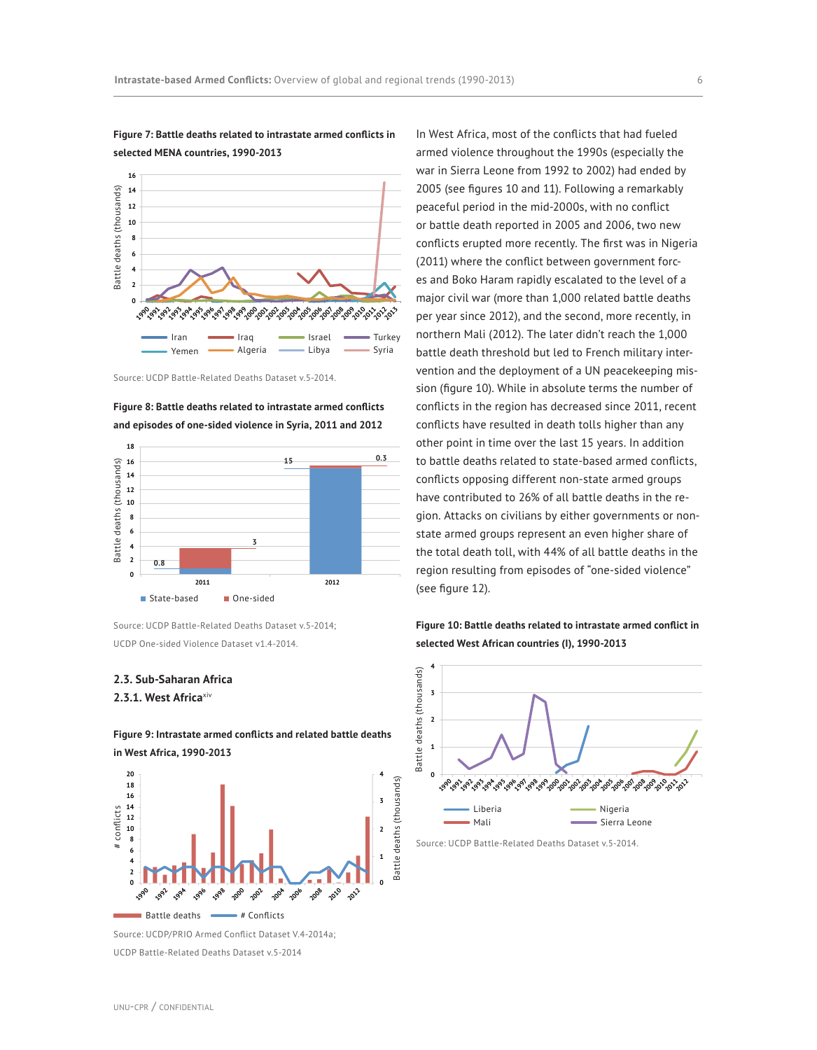**Figure 7: Battle deaths related to intrastate armed conflicts in selected MENA countries, 1990-2013**

Source: UCDP Battle-Related Deaths Dataset v.5-2014.

**Figure 8: Battle deaths related to intrastate armed conflicts and episodes of one-sided violence in Syria, 2011 and 2012**

Source: UCDP Battle-Related Deaths Dataset v.5-2014; UCDP One-sided Violence Dataset v1.4-2014.

### 2.3. Sub-Saharan Africa

#### 2.3.1. West Africa[xiv]

**Figure 9: Intrastate armed conflicts and related battle deaths in West Africa, 1990-2013**

Source: UCDP/PRIO Armed Conflict Dataset V.4-2014a; UCDP Battle-Related Deaths Dataset v.5-2014

In West Africa, most of the conflicts that had fueled armed violence throughout the 1990s (especially the war in Sierra Leone from 1992 to 2002) had ended by 2005 (see figures 10 and 11). Following a remarkably peaceful period in the mid-2000s, with no conflict or battle death reported in 2005 and 2006, two new conflicts erupted more recently. The first was in Nigeria (2011) where the conflict between government forces and Boko Haram rapidly escalated to the level of a major civil war (more than 1,000 related battle deaths per year since 2012), and the second, more recently, in northern Mali (2012). The later didn't reach the 1,000 battle death threshold but led to French military intervention and the deployment of a UN peacekeeping mission (figure 10). While in absolute terms the number of conflicts in the region has decreased since 2011, recent conflicts have resulted in death tolls higher than any other point in time over the last 15 years. In addition to battle deaths related to state-based armed conflicts, conflicts opposing different non-state armed groups have contributed to 26% of all battle deaths in the region. Attacks on civilians by either governments or non-state armed groups represent an even higher share of the total death toll, with 44% of all battle deaths in the region resulting from episodes of "one-sided violence" (see figure 12).

**Figure 10: Battle deaths related to intrastate armed conflict in selected West African countries (I), 1990-2013**

Source: UCDP Battle-Related Deaths Dataset v.5-2014.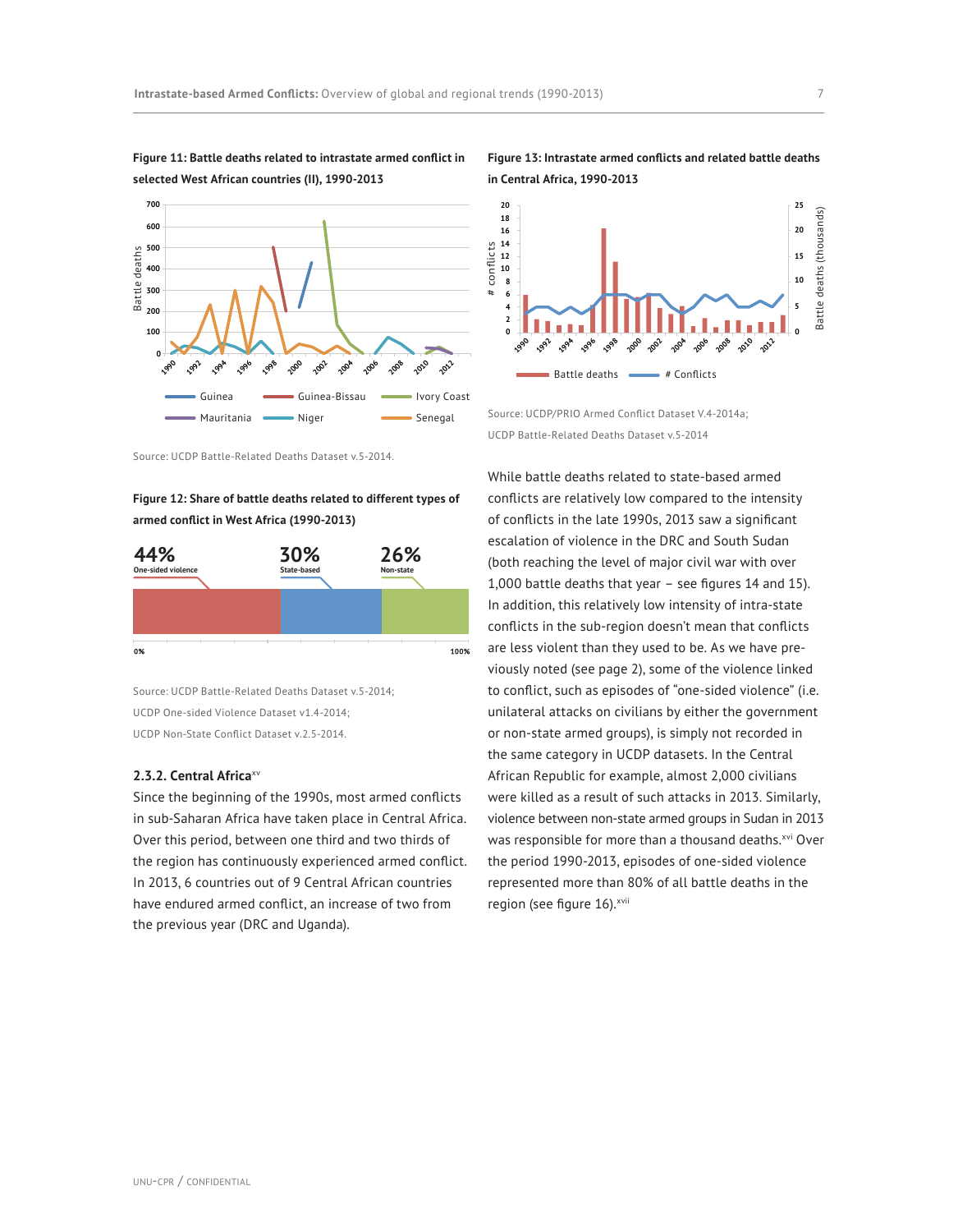**Figure 11: Battle deaths related to intrastate armed conflict in selected West African countries (II), 1990-2013**

Source: UCDP Battle-Related Deaths Dataset v.5-2014.

**Figure 12: Share of battle deaths related to different types of armed conflict in West Africa (1990-2013)**

44% One-sided violence — 30% State-based — 26% Non-state

Source: UCDP Battle-Related Deaths Dataset v.5-2014; UCDP One-sided Violence Dataset v1.4-2014; UCDP Non-State Conflict Dataset v.2.5-2014.

### 2.3.2. Central Africa[xv]

Since the beginning of the 1990s, most armed conflicts in sub-Saharan Africa have taken place in Central Africa. Over this period, between one third and two thirds of the region has continuously experienced armed conflict. In 2013, 6 countries out of 9 Central African countries have endured armed conflict, an increase of two from the previous year (DRC and Uganda).

**Figure 13: Intrastate armed conflicts and related battle deaths in Central Africa, 1990-2013**

Source: UCDP/PRIO Armed Conflict Dataset V.4-2014a; UCDP Battle-Related Deaths Dataset v.5-2014

While battle deaths related to state-based armed conflicts are relatively low compared to the intensity of conflicts in the late 1990s, 2013 saw a significant escalation of violence in the DRC and South Sudan (both reaching the level of major civil war with over 1,000 battle deaths that year – see figures 14 and 15). In addition, this relatively low intensity of intra-state conflicts in the sub-region doesn't mean that conflicts are less violent than they used to be. As we have previously noted (see page 2), some of the violence linked to conflict, such as episodes of "one-sided violence" (i.e. unilateral attacks on civilians by either the government or non-state armed groups), is simply not recorded in the same category in UCDP datasets. In the Central African Republic for example, almost 2,000 civilians were killed as a result of such attacks in 2013. Similarly, violence between non-state armed groups in Sudan in 2013 was responsible for more than a thousand deaths.[xvi] Over the period 1990-2013, episodes of one-sided violence represented more than 80% of all battle deaths in the region (see figure 16).[xvii]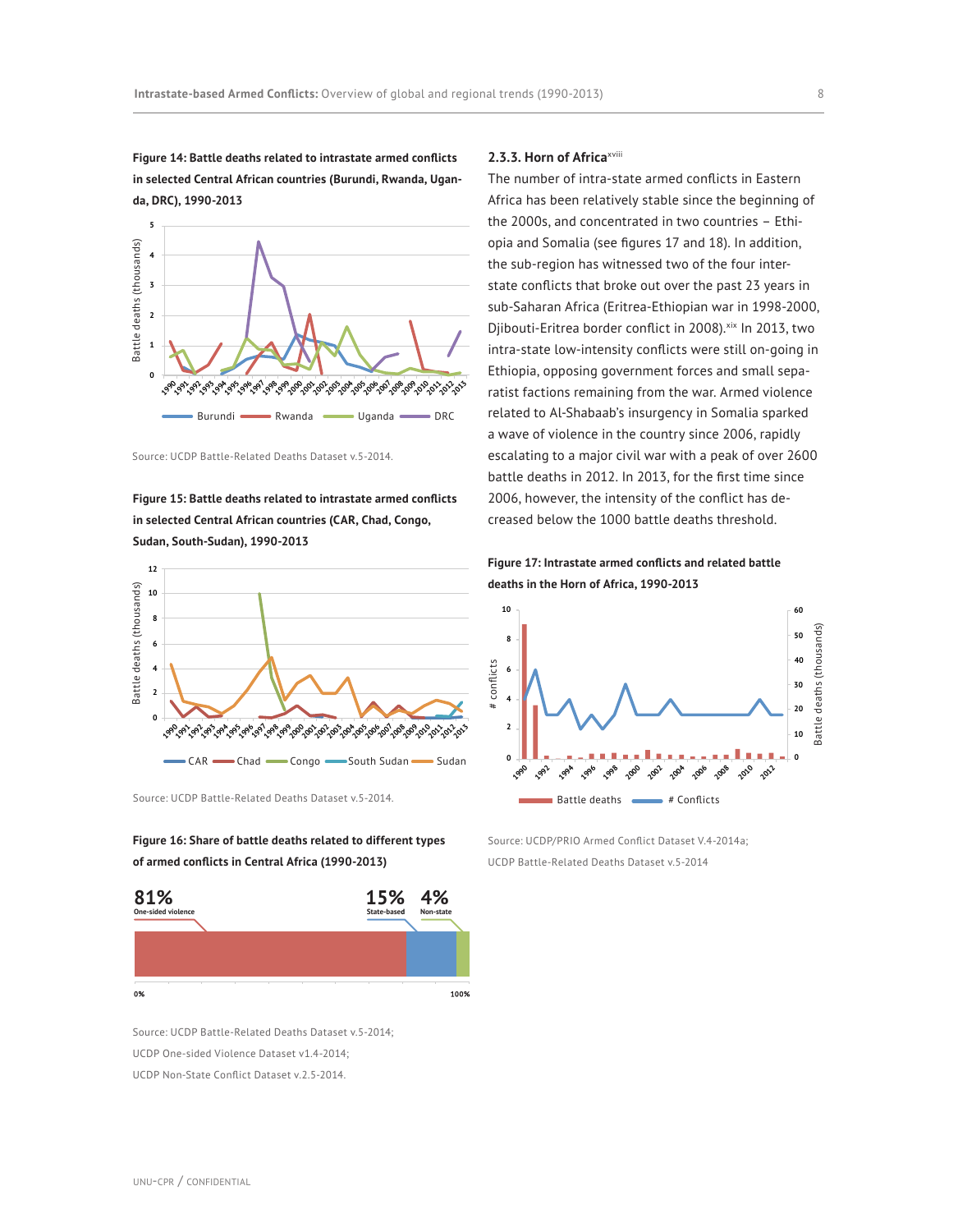**Figure 14: Battle deaths related to intrastate armed conflicts in selected Central African countries (Burundi, Rwanda, Uganda, DRC), 1990-2013**

Source: UCDP Battle-Related Deaths Dataset v.5-2014.

**Figure 15: Battle deaths related to intrastate armed conflicts in selected Central African countries (CAR, Chad, Congo, Sudan, South-Sudan), 1990-2013**

Source: UCDP Battle-Related Deaths Dataset v.5-2014.

**Figure 16: Share of battle deaths related to different types of armed conflicts in Central Africa (1990-2013)**

Source: UCDP Battle-Related Deaths Dataset v.5-2014; UCDP One-sided Violence Dataset v1.4-2014; UCDP Non-State Conflict Dataset v.2.5-2014.

### 2.3.3. Horn of Africa[xviii]

The number of intra-state armed conflicts in Eastern Africa has been relatively stable since the beginning of the 2000s, and concentrated in two countries – Ethiopia and Somalia (see figures 17 and 18). In addition, the sub-region has witnessed two of the four inter-state conflicts that broke out over the past 23 years in sub-Saharan Africa (Eritrea-Ethiopian war in 1998-2000, Djibouti-Eritrea border conflict in 2008).[xix] In 2013, two intra-state low-intensity conflicts were still on-going in Ethiopia, opposing government forces and small separatist factions remaining from the war. Armed violence related to Al-Shabaab's insurgency in Somalia sparked a wave of violence in the country since 2006, rapidly escalating to a major civil war with a peak of over 2600 battle deaths in 2012. In 2013, for the first time since 2006, however, the intensity of the conflict has decreased below the 1000 battle deaths threshold.

**Figure 17: Intrastate armed conflicts and related battle deaths in the Horn of Africa, 1990-2013**

Source: UCDP/PRIO Armed Conflict Dataset V.4-2014a; UCDP Battle-Related Deaths Dataset v.5-2014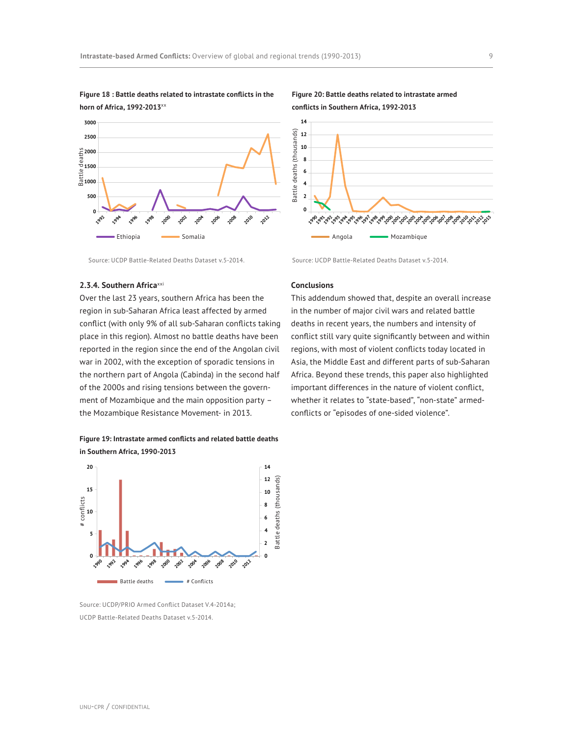**Figure 18 : Battle deaths related to intrastate conflicts in the horn of Africa, 1992-2013**[xx]

Source: UCDP Battle-Related Deaths Dataset v.5-2014.

**Figure 20: Battle deaths related to intrastate armed conflicts in Southern Africa, 1992-2013**

Source: UCDP Battle-Related Deaths Dataset v.5-2014.

### 2.3.4. Southern Africa[xxi]

Over the last 23 years, southern Africa has been the region in sub-Saharan Africa least affected by armed conflict (with only 9% of all sub-Saharan conflicts taking place in this region). Almost no battle deaths have been reported in the region since the end of the Angolan civil war in 2002, with the exception of sporadic tensions in the northern part of Angola (Cabinda) in the second half of the 2000s and rising tensions between the government of Mozambique and the main opposition party – the Mozambique Resistance Movement- in 2013.

**Figure 19: Intrastate armed conflicts and related battle deaths in Southern Africa, 1990-2013**

Source: UCDP/PRIO Armed Conflict Dataset V.4-2014a;
UCDP Battle-Related Deaths Dataset v.5-2014.

### Conclusions

This addendum showed that, despite an overall increase in the number of major civil wars and related battle deaths in recent years, the numbers and intensity of conflict still vary quite significantly between and within regions, with most of violent conflicts today located in Asia, the Middle East and different parts of sub-Saharan Africa. Beyond these trends, this paper also highlighted important differences in the nature of violent conflict, whether it relates to "state-based", "non-state" armed-conflicts or "episodes of one-sided violence".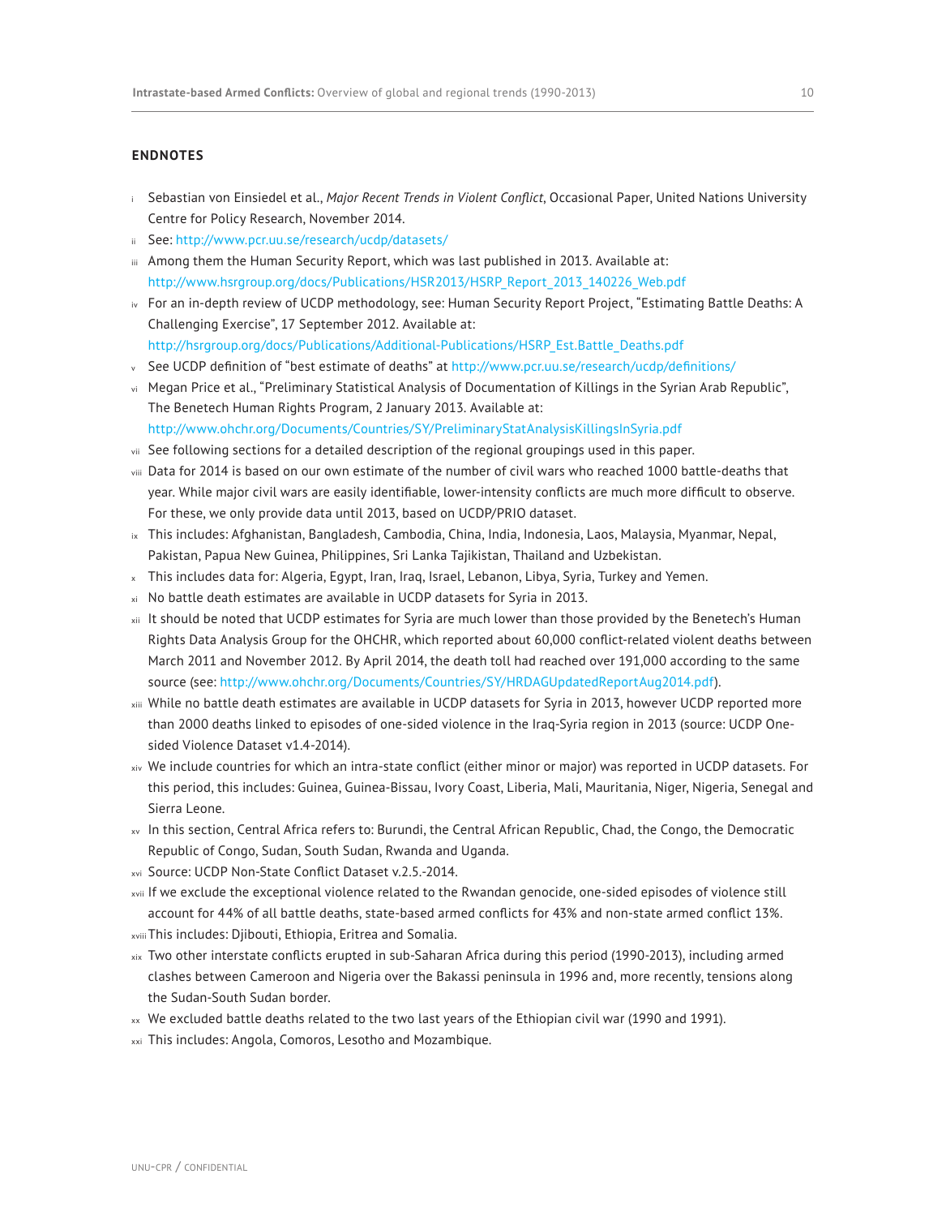## ENDNOTES

i Sebastian von Einsiedel et al., *Major Recent Trends in Violent Conflict*, Occasional Paper, United Nations University Centre for Policy Research, November 2014.

ii See: http://www.pcr.uu.se/research/ucdp/datasets/

iii Among them the Human Security Report, which was last published in 2013. Available at: http://www.hsrgroup.org/docs/Publications/HSR2013/HSRP_Report_2013_140226_Web.pdf

iv For an in-depth review of UCDP methodology, see: Human Security Report Project, "Estimating Battle Deaths: A Challenging Exercise", 17 September 2012. Available at: http://hsrgroup.org/docs/Publications/Additional-Publications/HSRP_Est.Battle_Deaths.pdf

v See UCDP definition of "best estimate of deaths" at http://www.pcr.uu.se/research/ucdp/definitions/

vi Megan Price et al., "Preliminary Statistical Analysis of Documentation of Killings in the Syrian Arab Republic", The Benetech Human Rights Program, 2 January 2013. Available at: http://www.ohchr.org/Documents/Countries/SY/PreliminaryStatAnalysisKillingsInSyria.pdf

vii See following sections for a detailed description of the regional groupings used in this paper.

viii Data for 2014 is based on our own estimate of the number of civil wars who reached 1000 battle-deaths that year. While major civil wars are easily identifiable, lower-intensity conflicts are much more difficult to observe. For these, we only provide data until 2013, based on UCDP/PRIO dataset.

ix This includes: Afghanistan, Bangladesh, Cambodia, China, India, Indonesia, Laos, Malaysia, Myanmar, Nepal, Pakistan, Papua New Guinea, Philippines, Sri Lanka Tajikistan, Thailand and Uzbekistan.

x This includes data for: Algeria, Egypt, Iran, Iraq, Israel, Lebanon, Libya, Syria, Turkey and Yemen.

xi No battle death estimates are available in UCDP datasets for Syria in 2013.

xii It should be noted that UCDP estimates for Syria are much lower than those provided by the Benetech's Human Rights Data Analysis Group for the OHCHR, which reported about 60,000 conflict-related violent deaths between March 2011 and November 2012. By April 2014, the death toll had reached over 191,000 according to the same source (see: http://www.ohchr.org/Documents/Countries/SY/HRDAGUpdatedReportAug2014.pdf).

xiii While no battle death estimates are available in UCDP datasets for Syria in 2013, however UCDP reported more than 2000 deaths linked to episodes of one-sided violence in the Iraq-Syria region in 2013 (source: UCDP One-sided Violence Dataset v1.4-2014).

xiv We include countries for which an intra-state conflict (either minor or major) was reported in UCDP datasets. For this period, this includes: Guinea, Guinea-Bissau, Ivory Coast, Liberia, Mali, Mauritania, Niger, Nigeria, Senegal and Sierra Leone.

xv In this section, Central Africa refers to: Burundi, the Central African Republic, Chad, the Congo, the Democratic Republic of Congo, Sudan, South Sudan, Rwanda and Uganda.

xvi Source: UCDP Non-State Conflict Dataset v.2.5.-2014.

xvii If we exclude the exceptional violence related to the Rwandan genocide, one-sided episodes of violence still account for 44% of all battle deaths, state-based armed conflicts for 43% and non-state armed conflict 13%.

xviii This includes: Djibouti, Ethiopia, Eritrea and Somalia.

xix Two other interstate conflicts erupted in sub-Saharan Africa during this period (1990-2013), including armed clashes between Cameroon and Nigeria over the Bakassi peninsula in 1996 and, more recently, tensions along the Sudan-South Sudan border.

xx We excluded battle deaths related to the two last years of the Ethiopian civil war (1990 and 1991).

xxi This includes: Angola, Comoros, Lesotho and Mozambique.